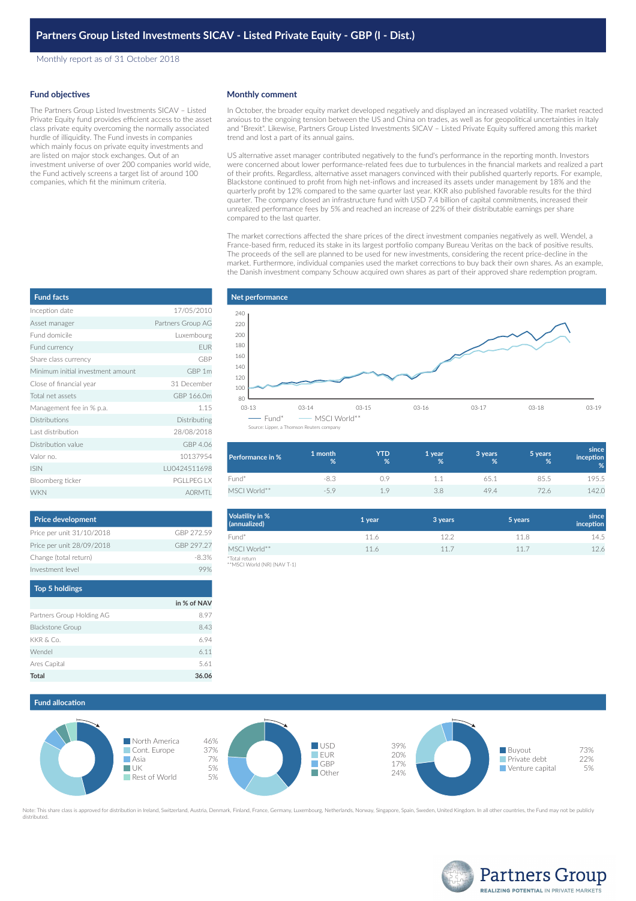# Partners Group Listed Investments SICAV - Listed Private Equity - GBP (I - Dist.)

Monthly report as of 31 October 2018

## Fund objectives

The Partners Group Listed Investments SICAV – Listed Private Equity fund provides efficient access to the asset class private equity overcoming the normally associated hurdle of illiquidity. The Fund invests in companies which mainly focus on private equity investments and are listed on major stock exchanges. Out of an investment universe of over 200 companies world wide, the Fund actively screens a target list of around 100 companies, which fit the minimum criteria.

## Monthly comment

In October, the broader equity market developed negatively and displayed an increased volatility. The market reacted anxious to the ongoing tension between the US and China on trades, as well as for geopolitical uncertainties in Italy and "Brexit". Likewise, Partners Group Listed Investments SICAV – Listed Private Equity suffered among this market trend and lost a part of its annual gains.

US alternative asset manager contributed negatively to the fund's performance in the reporting month. Investors were concerned about lower performance-related fees due to turbulences in the financial markets and realized a part of their profits. Regardless, alternative asset managers convinced with their published quarterly reports. For example, Blackstone continued to profit from high net-inflows and increased its assets under management by 18% and the quarterly profit by 12% compared to the same quarter last year. KKR also published favorable results for the third quarter. The company closed an infrastructure fund with USD 7.4 billion of capital commitments, increased their unrealized performance fees by 5% and reached an increase of 22% of their distributable earnings per share compared to the last quarter.

The market corrections affected the share prices of the direct investment companies negatively as well. Wendel, a France-based firm, reduced its stake in its largest portfolio company Bureau Veritas on the back of positive results. The proceeds of the sell are planned to be used for new investments, considering the recent price-decline in the market. Furthermore, individual companies used the market corrections to buy back their own shares. As an example, the Danish investment company Schouw acquired own shares as part of their approved share redemption program.

## Fund facts

| | |
|---|---|
| Inception date | 17/05/2010 |
| Asset manager | Partners Group AG |
| Fund domicile | Luxembourg |
| Fund currency | EUR |
| Share class currency | GBP |
| Minimum initial investment amount | GBP 1m |
| Close of financial year | 31 December |
| Total net assets | GBP 166.0m |
| Management fee in % p.a. | 1.15 |
| Distributions | Distributing |
| Last distribution | 28/08/2018 |
| Distribution value | GBP 4.06 |
| Valor no. | 10137954 |
| ISIN | LU0424511698 |
| Bloomberg ticker | PGLLPEG LX |
| WKN | A0RMTL |

## Net performance

Fund* — MSCI World**

Source: Lipper, a Thomson Reuters company

| Performance in % | 1 month % | YTD % | 1 year % | 3 years % | 5 years % | since inception % |
|---|---|---|---|---|---|---|
| Fund* | -8.3 | 0.9 | 1.1 | 65.1 | 85.5 | 195.5 |
| MSCI World** | -5.9 | 1.9 | 3.8 | 49.4 | 72.6 | 142.0 |

| Volatility in % (annualized) | 1 year | 3 years | 5 years | since inception |
|---|---|---|---|---|
| Fund* | 11.6 | 12.2 | 11.8 | 14.5 |
| MSCI World** | 11.6 | 11.7 | 11.7 | 12.6 |

*Total return
**MSCI World (NR) (NAV T-1)

## Price development

| | |
|---|---|
| Price per unit 31/10/2018 | GBP 272.59 |
| Price per unit 28/09/2018 | GBP 297.27 |
| Change (total return) | -8.3% |
| Investment level | 99% |

## Top 5 holdings

| | in % of NAV |
|---|---|
| Partners Group Holding AG | 8.97 |
| Blackstone Group | 8.43 |
| KKR & Co. | 6.94 |
| Wendel | 6.11 |
| Ares Capital | 5.61 |
| **Total** | **36.06** |

## Fund allocation

| Region | % |
|---|---|
| North America | 46% |
| Cont. Europe | 37% |
| Asia | 7% |
| UK | 5% |
| Rest of World | 5% |

| Currency | % |
|---|---|
| USD | 39% |
| EUR | 20% |
| GBP | 17% |
| Other | 24% |

| Strategy | % |
|---|---|
| Buyout | 73% |
| Private debt | 22% |
| Venture capital | 5% |

Note: This share class is approved for distribution in Ireland, Switzerland, Austria, Denmark, Finland, France, Germany, Luxembourg, Netherlands, Norway, Singapore, Spain, Sweden, United Kingdom. In all other countries, the Fund may not be publicly distributed.

Partners Group
REALIZING POTENTIAL IN PRIVATE MARKETS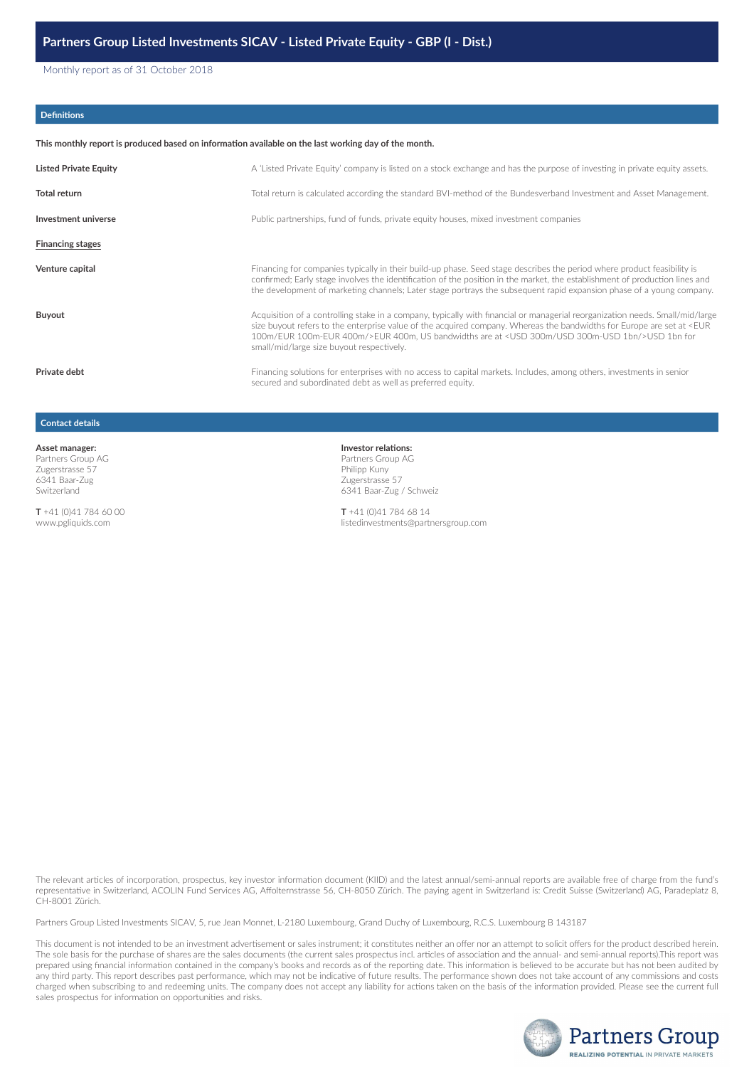# Partners Group Listed Investments SICAV - Listed Private Equity - GBP (I - Dist.)

Monthly report as of 31 October 2018

## Definitions

**This monthly report is produced based on information available on the last working day of the month.**

| | |
|---|---|
| **Listed Private Equity** | A 'Listed Private Equity' company is listed on a stock exchange and has the purpose of investing in private equity assets. |
| **Total return** | Total return is calculated according the standard BVI-method of the Bundesverband Investment and Asset Management. |
| **Investment universe** | Public partnerships, fund of funds, private equity houses, mixed investment companies |
| **Financing stages** | |
| **Venture capital** | Financing for companies typically in their build-up phase. Seed stage describes the period where product feasibility is confirmed; Early stage involves the identification of the position in the market, the establishment of production lines and the development of marketing channels; Later stage portrays the subsequent rapid expansion phase of a young company. |
| **Buyout** | Acquisition of a controlling stake in a company, typically with financial or managerial reorganization needs. Small/mid/large size buyout refers to the enterprise value of the acquired company. Whereas the bandwidths for Europe are set at <EUR 100m/EUR 100m-EUR 400m/>EUR 400m, US bandwidths are at <USD 300m/USD 300m-USD 1bn/>USD 1bn for small/mid/large size buyout respectively. |
| **Private debt** | Financing solutions for enterprises with no access to capital markets. Includes, among others, investments in senior secured and subordinated debt as well as preferred equity. |

## Contact details

**Asset manager:**
Partners Group AG
Zugerstrasse 57
6341 Baar-Zug
Switzerland

**T** +41 (0)41 784 60 00
www.pgliquids.com

**Investor relations:**
Partners Group AG
Philipp Kuny
Zugerstrasse 57
6341 Baar-Zug / Schweiz

**T** +41 (0)41 784 68 14
listedinvestments@partnersgroup.com

The relevant articles of incorporation, prospectus, key investor information document (KIID) and the latest annual/semi-annual reports are available free of charge from the fund's representative in Switzerland, ACOLIN Fund Services AG, Affolternstrasse 56, CH-8050 Zürich. The paying agent in Switzerland is: Credit Suisse (Switzerland) AG, Paradeplatz 8, CH-8001 Zürich.

Partners Group Listed Investments SICAV, 5, rue Jean Monnet, L-2180 Luxembourg, Grand Duchy of Luxembourg, R.C.S. Luxembourg B 143187

This document is not intended to be an investment advertisement or sales instrument; it constitutes neither an offer nor an attempt to solicit offers for the product described herein. The sole basis for the purchase of shares are the sales documents (the current sales prospectus incl. articles of association and the annual- and semi-annual reports).This report was prepared using financial information contained in the company's books and records as of the reporting date. This information is believed to be accurate but has not been audited by any third party. This report describes past performance, which may not be indicative of future results. The performance shown does not take account of any commissions and costs charged when subscribing to and redeeming units. The company does not accept any liability for actions taken on the basis of the information provided. Please see the current full sales prospectus for information on opportunities and risks.

Partners Group
REALIZING POTENTIAL IN PRIVATE MARKETS